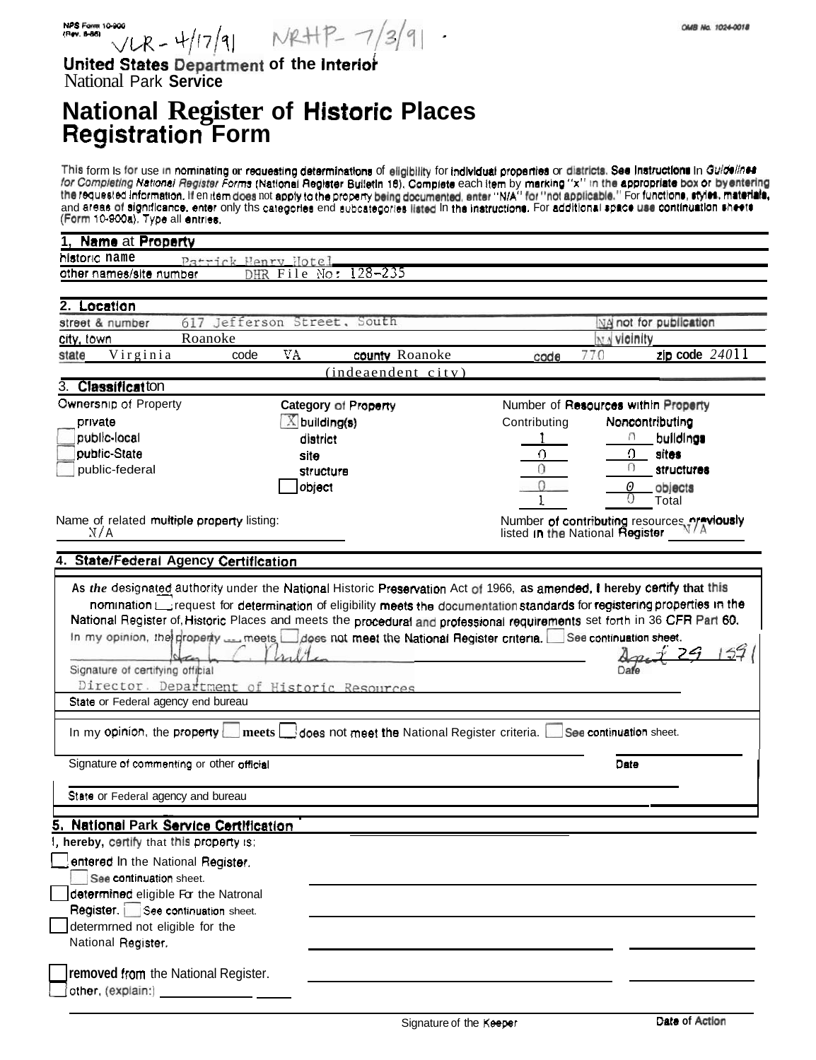NPS Form 10-900 (Rev. 8-86)

VLR - 4/17/91 NRHP - 7/3/91

OMB No. 1024-0018

**United States Department of the Interior**
National Park **Service**

# National Register of Historic Places Registration Form

This form is for use in nominating or requesting determinations of eligibility for individual properties or districts. See instructions in *Guidelines for Completing National Register Forms* (National Register Bulletin 16). Complete each item by marking "x" in the appropriate box or by entering the requested information. If an item does not apply to the property being documented, enter "N/A" for "not applicable." For functions, styles, materials, and areas of significance, enter only the categories and subcategories listed in the instructions. For additional space use continuation sheets (Form 10-900a). Type all entries.

## 1. Name of Property

historic name: Patrick Henry Hotel

other names/site number: DHR File No: 128-235

## 2. Location

street & number: 617 Jefferson Street, South — N/A not for publication

city, town: Roanoke — N/A vicinity

state: Virginia code: VA county: Roanoke (independent city) code: 770 zip code: 24011

## 3. Classification

| Ownership of Property | Category of Property | Number of Resources within Property | | |
|---|---|---|---|---|
| | | Contributing | Noncontributing | |
| [X] private | [X] building(s) | 1 | 0 | buildings |
| [ ] public-local | [ ] district | 0 | 0 | sites |
| [ ] public-State | [ ] site | 0 | 0 | structures |
| [ ] public-federal | [ ] structure | 0 | 0 | objects |
| | [ ] object | 1 | 0 | Total |

Name of related multiple property listing: N/A

Number of contributing resources previously listed in the National Register: N/A

## 4. State/Federal Agency Certification

As the designated authority under the National Historic Preservation Act of 1966, as amended, I hereby certify that this [ ] nomination [ ] request for determination of eligibility meets the documentation standards for registering properties in the National Register of Historic Places and meets the procedural and professional requirements set forth in 36 CFR Part 60. In my opinion, the property [ ] meets [ ] does not meet the National Register criteria. [ ] See continuation sheet.

Signature of certifying official: [signature] Date: April 29 1991

Director, Department of Historic Resources

State or Federal agency and bureau

In my opinion, the property [ ] meets [ ] does not meet the National Register criteria. [ ] See continuation sheet.

Signature of commenting or other official — Date

State or Federal agency and bureau

## 5. National Park Service Certification

I, hereby, certify that this property is:

- [ ] entered in the National Register. [ ] See continuation sheet.
- [ ] determined eligible for the National Register. [ ] See continuation sheet.
- [ ] determined not eligible for the National Register.
- [ ] removed from the National Register.
- [ ] other, (explain:) ______

Signature of the Keeper — Date of Action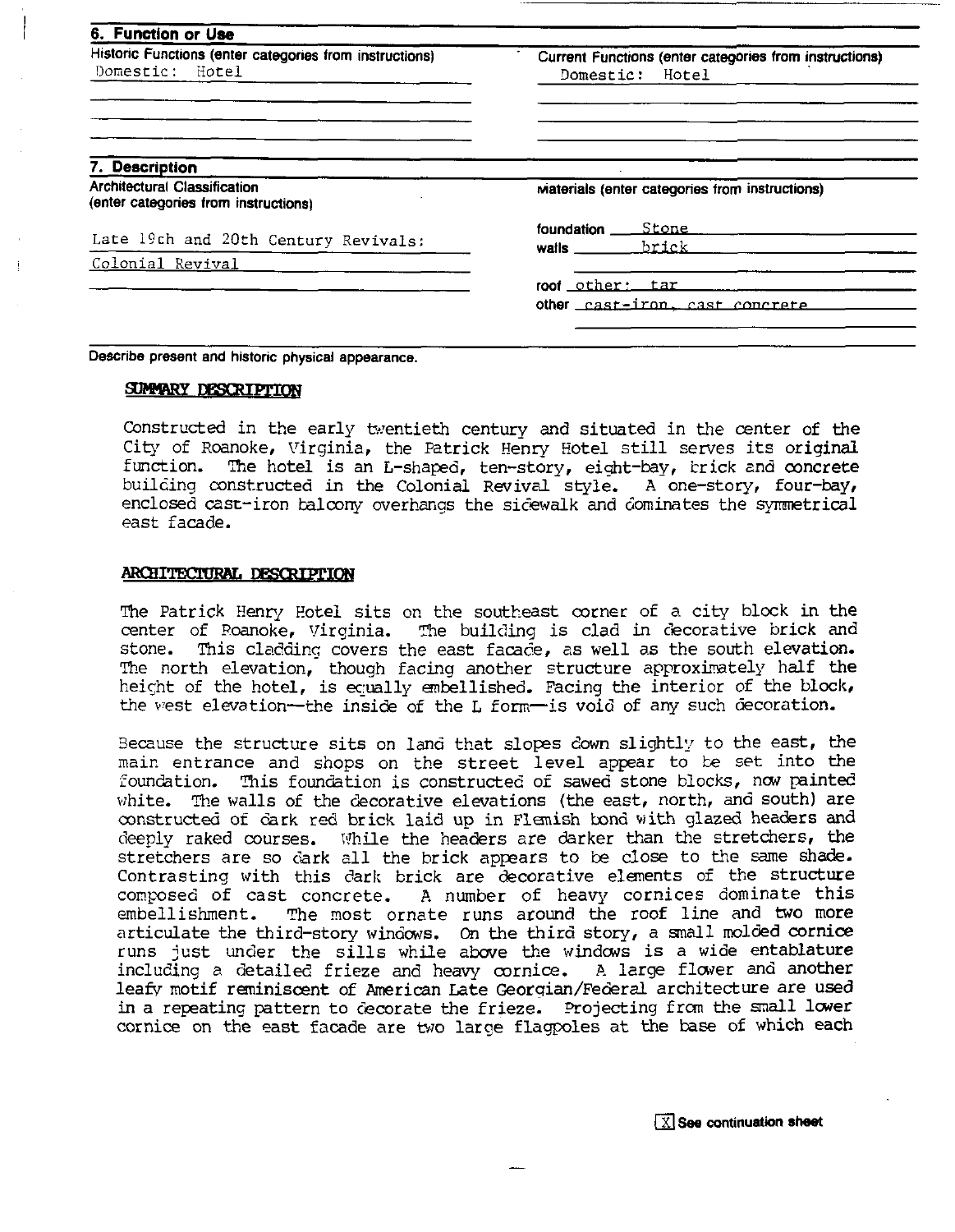## 6. Function or Use

| Historic Functions (enter categories from instructions) | Current Functions (enter categories from instructions) |
|---|---|
| Domestic: Hotel | Domestic: Hotel |

## 7. Description

| Architectural Classification (enter categories from instructions) | Materials (enter categories from instructions) |
|---|---|
| Late 19th and 20th Century Revivals: | foundation: Stone |
| Colonial Revival | walls: brick |
| | roof: other: tar |
| | other: cast-iron, cast concrete |

Describe present and historic physical appearance.

### SUMMARY DESCRIPTION

Constructed in the early twentieth century and situated in the center of the City of Roanoke, Virginia, the Patrick Henry Hotel still serves its original function. The hotel is an L-shaped, ten-story, eight-bay, brick and concrete building constructed in the Colonial Revival style. A one-story, four-bay, enclosed cast-iron balcony overhangs the sidewalk and dominates the symmetrical east facade.

### ARCHITECTURAL DESCRIPTION

The Patrick Henry Hotel sits on the southeast corner of a city block in the center of Roanoke, Virginia. The building is clad in decorative brick and stone. This cladding covers the east facade, as well as the south elevation. The north elevation, though facing another structure approximately half the height of the hotel, is equally embellished. Facing the interior of the block, the west elevation—the inside of the L form—is void of any such decoration.

Because the structure sits on land that slopes down slightly to the east, the main entrance and shops on the street level appear to be set into the foundation. This foundation is constructed of sawed stone blocks, now painted white. The walls of the decorative elevations (the east, north, and south) are constructed of dark red brick laid up in Flemish bond with glazed headers and deeply raked courses. While the headers are darker than the stretchers, the stretchers are so dark all the brick appears to be close to the same shade. Contrasting with this dark brick are decorative elements of the structure composed of cast concrete. A number of heavy cornices dominate this embellishment. The most ornate runs around the roof line and two more articulate the third-story windows. On the third story, a small molded cornice runs just under the sills while above the windows is a wide entablature including a detailed frieze and heavy cornice. A large flower and another leafy motif reminiscent of American Late Georgian/Federal architecture are used in a repeating pattern to decorate the frieze. Projecting from the small lower cornice on the east facade are two large flagpoles at the base of which each

[X] See continuation sheet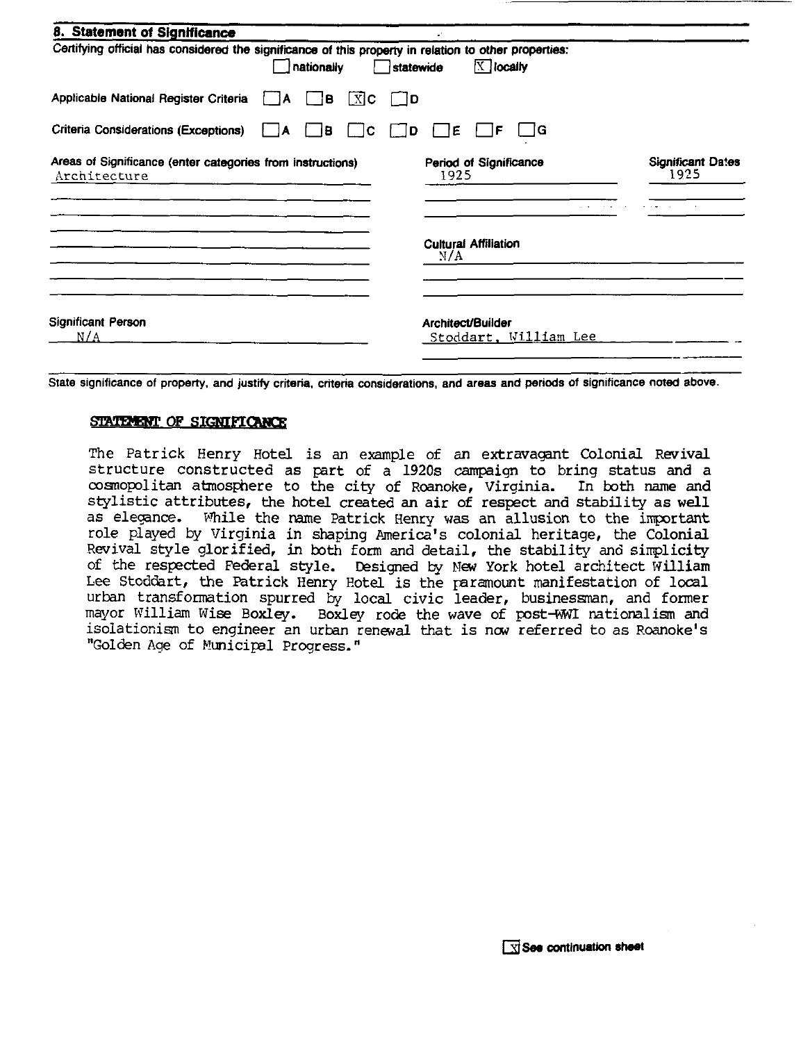## 8. Statement of Significance

Certifying official has considered the significance of this property in relation to other properties:

☐ nationally ☐ statewide ☒ locally

Applicable National Register Criteria ☐ A ☐ B ☒ C ☐ D

Criteria Considerations (Exceptions) ☐ A ☐ B ☐ C ☐ D ☐ E ☐ F ☐ G

| Areas of Significance (enter categories from instructions) | Period of Significance | Significant Dates |
|---|---|---|
| Architecture | 1925 | 1925 |

Cultural Affiliation
N/A

Significant Person
N/A

Architect/Builder
Stoddart, William Lee

State significance of property, and justify criteria, criteria considerations, and areas and periods of significance noted above.

**STATEMENT OF SIGNIFICANCE**

The Patrick Henry Hotel is an example of an extravagant Colonial Revival structure constructed as part of a 1920s campaign to bring status and a cosmopolitan atmosphere to the city of Roanoke, Virginia. In both name and stylistic attributes, the hotel created an air of respect and stability as well as elegance. While the name Patrick Henry was an allusion to the important role played by Virginia in shaping America's colonial heritage, the Colonial Revival style glorified, in both form and detail, the stability and simplicity of the respected Federal style. Designed by New York hotel architect William Lee Stoddart, the Patrick Henry Hotel is the paramount manifestation of local urban transformation spurred by local civic leader, businessman, and former mayor William Wise Boxley. Boxley rode the wave of post-WWI nationalism and isolationism to engineer an urban renewal that is now referred to as Roanoke's "Golden Age of Municipal Progress."

☒ See continuation sheet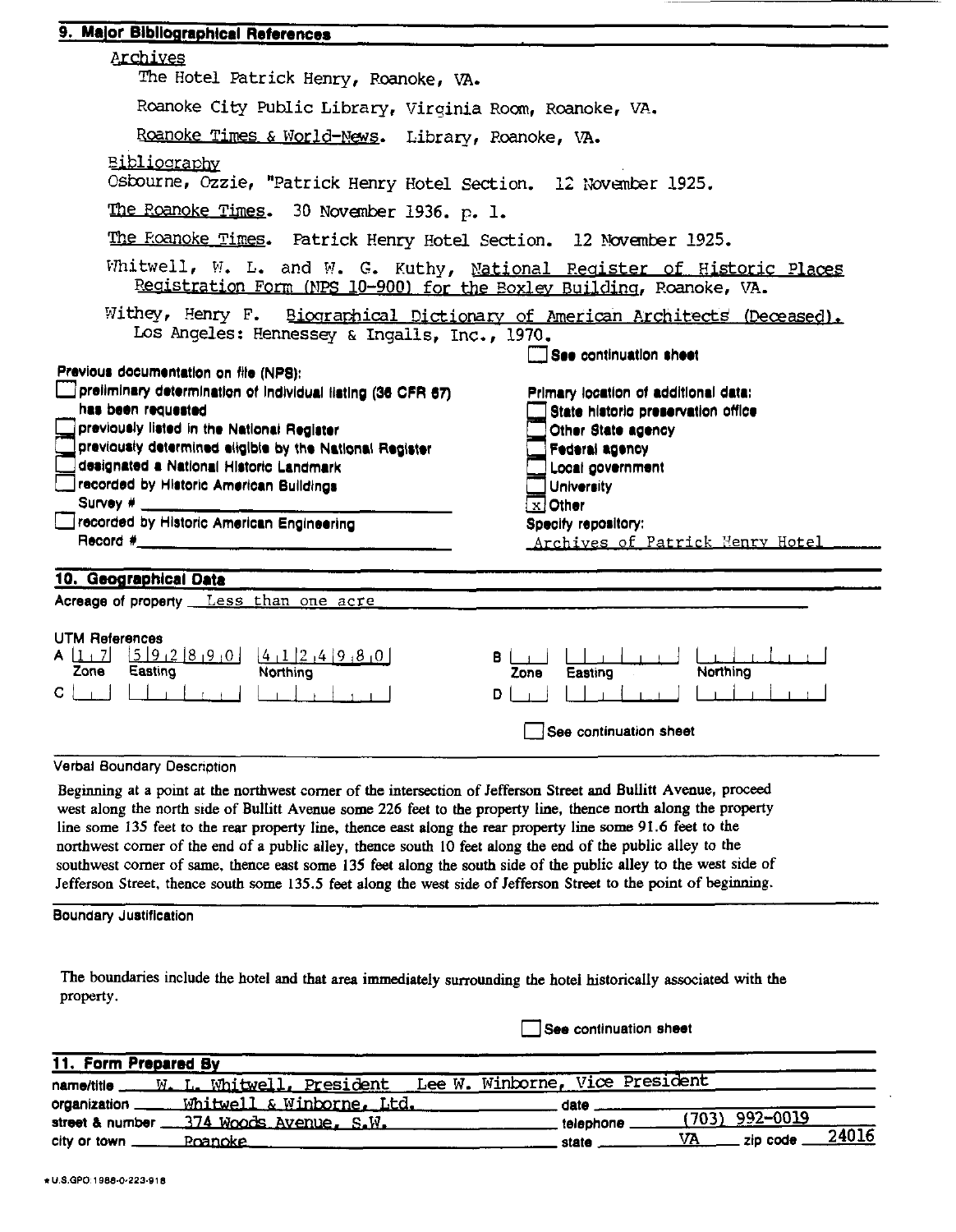## 9. Major Bibliographical References

Archives

The Hotel Patrick Henry, Roanoke, VA.

Roanoke City Public Library, Virginia Room, Roanoke, VA.

Roanoke Times & World-News. Library, Roanoke, VA.

Bibliography

Osbourne, Ozzie, "Patrick Henry Hotel Section. 12 November 1925.

The Roanoke Times. 30 November 1936. p. 1.

The Roanoke Times. Patrick Henry Hotel Section. 12 November 1925.

Whitwell, W. L. and W. G. Kuthy, National Register of Historic Places Registration Form (NPS 10-900) for the Boxley Building, Roanoke, VA.

Withey, Henry F. Biographical Dictionary of American Architects (Deceased). Los Angeles: Hennessey & Ingalls, Inc., 1970.

☐ See continuation sheet

Previous documentation on file (NPS):

- ☐ preliminary determination of individual listing (36 CFR 67) has been requested
- ☐ previously listed in the National Register
- ☐ previously determined eligible by the National Register
- ☐ designated a National Historic Landmark
- ☐ recorded by Historic American Buildings Survey # ______
- ☐ recorded by Historic American Engineering Record # ______

Primary location of additional data:

- ☐ State historic preservation office
- ☐ Other State agency
- ☐ Federal agency
- ☐ Local government
- ☐ University
- ☒ Other

Specify repository: Archives of Patrick Henry Hotel

## 10. Geographical Data

Acreage of property: Less than one acre

UTM References

| | Zone | Easting | Northing |
|---|---|---|---|
| A | 17 | 592890 | 4124980 |
| B | | | |
| C | | | |
| D | | | |

☐ See continuation sheet

Verbal Boundary Description

Beginning at a point at the northwest corner of the intersection of Jefferson Street and Bullitt Avenue, proceed west along the north side of Bullitt Avenue some 226 feet to the property line, thence north along the property line some 135 feet to the rear property line, thence east along the rear property line some 91.6 feet to the northwest corner of the end of a public alley, thence south 10 feet along the end of the public alley to the southwest corner of same, thence east some 135 feet along the south side of the public alley to the west side of Jefferson Street, thence south some 135.5 feet along the west side of Jefferson Street to the point of beginning.

Boundary Justification

The boundaries include the hotel and that area immediately surrounding the hotel historically associated with the property.

☐ See continuation sheet

## 11. Form Prepared By

name/title: W. L. Whitwell, President Lee W. Winborne, Vice President
organization: Whitwell & Winborne, Ltd. date: ______
street & number: 374 Woods Avenue, S.W. telephone: (703) 992-0019
city or town: Roanoke state: VA zip code: 24016

★U.S.GPO:1988-0-223-918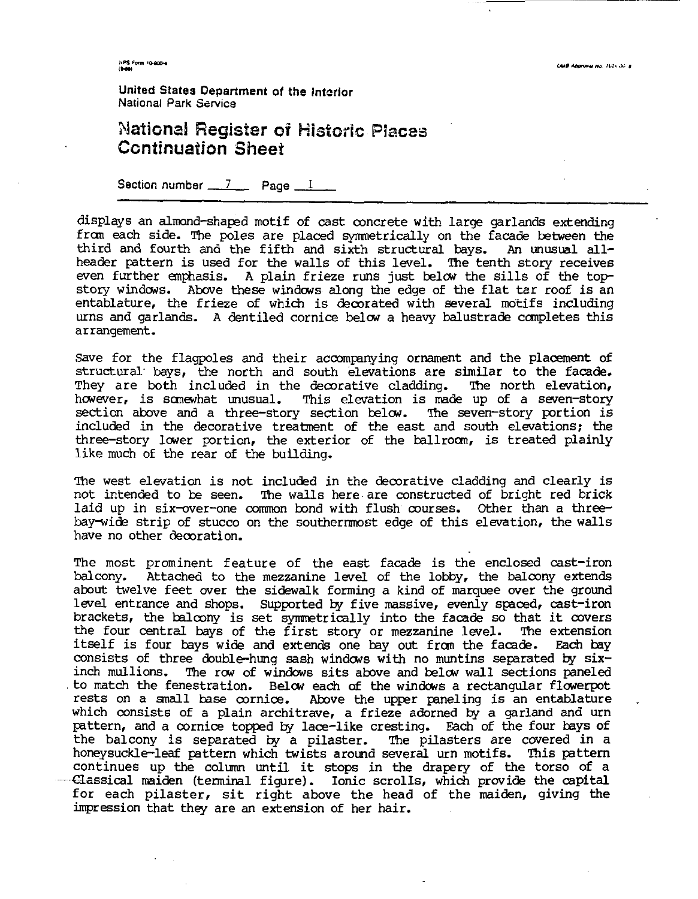United States Department of the Interior
National Park Service

# National Register of Historic Places Continuation Sheet

Section number 7 Page 1

displays an almond-shaped motif of cast concrete with large garlands extending from each side. The poles are placed symmetrically on the facade between the third and fourth and the fifth and sixth structural bays. An unusual all-header pattern is used for the walls of this level. The tenth story receives even further emphasis. A plain frieze runs just below the sills of the top-story windows. Above these windows along the edge of the flat tar roof is an entablature, the frieze of which is decorated with several motifs including urns and garlands. A dentiled cornice below a heavy balustrade completes this arrangement.

Save for the flagpoles and their accompanying ornament and the placement of structural bays, the north and south elevations are similar to the facade. They are both included in the decorative cladding. The north elevation, however, is somewhat unusual. This elevation is made up of a seven-story section above and a three-story section below. The seven-story portion is included in the decorative treatment of the east and south elevations; the three-story lower portion, the exterior of the ballroom, is treated plainly like much of the rear of the building.

The west elevation is not included in the decorative cladding and clearly is not intended to be seen. The walls here are constructed of bright red brick laid up in six-over-one common bond with flush courses. Other than a three-bay-wide strip of stucco on the southernmost edge of this elevation, the walls have no other decoration.

The most prominent feature of the east facade is the enclosed cast-iron balcony. Attached to the mezzanine level of the lobby, the balcony extends about twelve feet over the sidewalk forming a kind of marquee over the ground level entrance and shops. Supported by five massive, evenly spaced, cast-iron brackets, the balcony is set symmetrically into the facade so that it covers the four central bays of the first story or mezzanine level. The extension itself is four bays wide and extends one bay out from the facade. Each bay consists of three double-hung sash windows with no muntins separated by six-inch mullions. The row of windows sits above and below wall sections paneled to match the fenestration. Below each of the windows a rectangular flowerpot rests on a small base cornice. Above the upper paneling is an entablature which consists of a plain architrave, a frieze adorned by a garland and urn pattern, and a cornice topped by lace-like cresting. Each of the four bays of the balcony is separated by a pilaster. The pilasters are covered in a honeysuckle-leaf pattern which twists around several urn motifs. This pattern continues up the column until it stops in the drapery of the torso of a Classical maiden (terminal figure). Ionic scrolls, which provide the capital for each pilaster, sit right above the head of the maiden, giving the impression that they are an extension of her hair.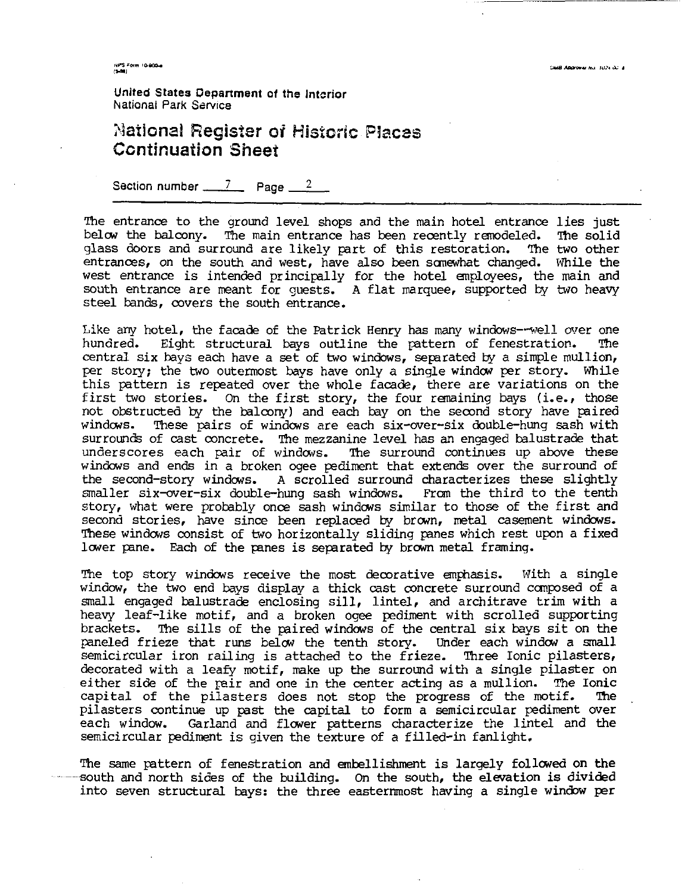United States Department of the Interior
National Park Service

# National Register of Historic Places Continuation Sheet

Section number 7 Page 2

The entrance to the ground level shops and the main hotel entrance lies just below the balcony. The main entrance has been recently remodeled. The solid glass doors and surround are likely part of this restoration. The two other entrances, on the south and west, have also been somewhat changed. While the west entrance is intended principally for the hotel employees, the main and south entrance are meant for guests. A flat marquee, supported by two heavy steel bands, covers the south entrance.

Like any hotel, the facade of the Patrick Henry has many windows--well over one hundred. Eight structural bays outline the pattern of fenestration. The central six bays each have a set of two windows, separated by a simple mullion, per story; the two outermost bays have only a single window per story. While this pattern is repeated over the whole facade, there are variations on the first two stories. On the first story, the four remaining bays (i.e., those not obstructed by the balcony) and each bay on the second story have paired windows. These pairs of windows are each six-over-six double-hung sash with surrounds of cast concrete. The mezzanine level has an engaged balustrade that underscores each pair of windows. The surround continues up above these windows and ends in a broken ogee pediment that extends over the surround of the second-story windows. A scrolled surround characterizes these slightly smaller six-over-six double-hung sash windows. From the third to the tenth story, what were probably once sash windows similar to those of the first and second stories, have since been replaced by brown, metal casement windows. These windows consist of two horizontally sliding panes which rest upon a fixed lower pane. Each of the panes is separated by brown metal framing.

The top story windows receive the most decorative emphasis. With a single window, the two end bays display a thick cast concrete surround composed of a small engaged balustrade enclosing sill, lintel, and architrave trim with a heavy leaf-like motif, and a broken ogee pediment with scrolled supporting brackets. The sills of the paired windows of the central six bays sit on the paneled frieze that runs below the tenth story. Under each window a small semicircular iron railing is attached to the frieze. Three Ionic pilasters, decorated with a leafy motif, make up the surround with a single pilaster on either side of the pair and one in the center acting as a mullion. The Ionic capital of the pilasters does not stop the progress of the motif. The pilasters continue up past the capital to form a semicircular pediment over each window. Garland and flower patterns characterize the lintel and the semicircular pediment is given the texture of a filled-in fanlight.

The same pattern of fenestration and embellishment is largely followed on the south and north sides of the building. On the south, the elevation is divided into seven structural bays: the three easternmost having a single window per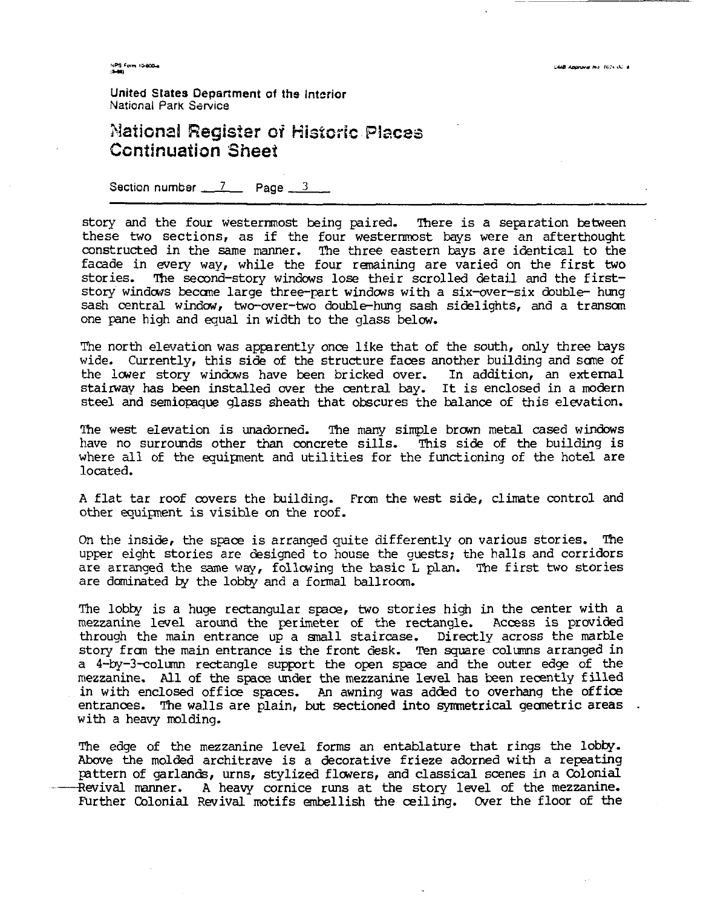United States Department of the Interior
National Park Service

# National Register of Historic Places Continuation Sheet

Section number 7 Page 3

story and the four westernmost being paired. There is a separation between these two sections, as if the four westernmost bays were an afterthought constructed in the same manner. The three eastern bays are identical to the facade in every way, while the four remaining are varied on the first two stories. The second-story windows lose their scrolled detail and the first-story windows become large three-part windows with a six-over-six double- hung sash central window, two-over-two double-hung sash sidelights, and a transom one pane high and equal in width to the glass below.

The north elevation was apparently once like that of the south, only three bays wide. Currently, this side of the structure faces another building and some of the lower story windows have been bricked over. In addition, an external stairway has been installed over the central bay. It is enclosed in a modern steel and semiopaque glass sheath that obscures the balance of this elevation.

The west elevation is unadorned. The many simple brown metal cased windows have no surrounds other than concrete sills. This side of the building is where all of the equipment and utilities for the functioning of the hotel are located.

A flat tar roof covers the building. From the west side, climate control and other equipment is visible on the roof.

On the inside, the space is arranged quite differently on various stories. The upper eight stories are designed to house the guests; the halls and corridors are arranged the same way, following the basic L plan. The first two stories are dominated by the lobby and a formal ballroom.

The lobby is a huge rectangular space, two stories high in the center with a mezzanine level around the perimeter of the rectangle. Access is provided through the main entrance up a small staircase. Directly across the marble story from the main entrance is the front desk. Ten square columns arranged in a 4-by-3-column rectangle support the open space and the outer edge of the mezzanine. All of the space under the mezzanine level has been recently filled in with enclosed office spaces. An awning was added to overhang the office entrances. The walls are plain, but sectioned into symmetrical geometric areas with a heavy molding.

The edge of the mezzanine level forms an entablature that rings the lobby. Above the molded architrave is a decorative frieze adorned with a repeating pattern of garlands, urns, stylized flowers, and classical scenes in a Colonial Revival manner. A heavy cornice runs at the story level of the mezzanine. Further Colonial Revival motifs embellish the ceiling. Over the floor of the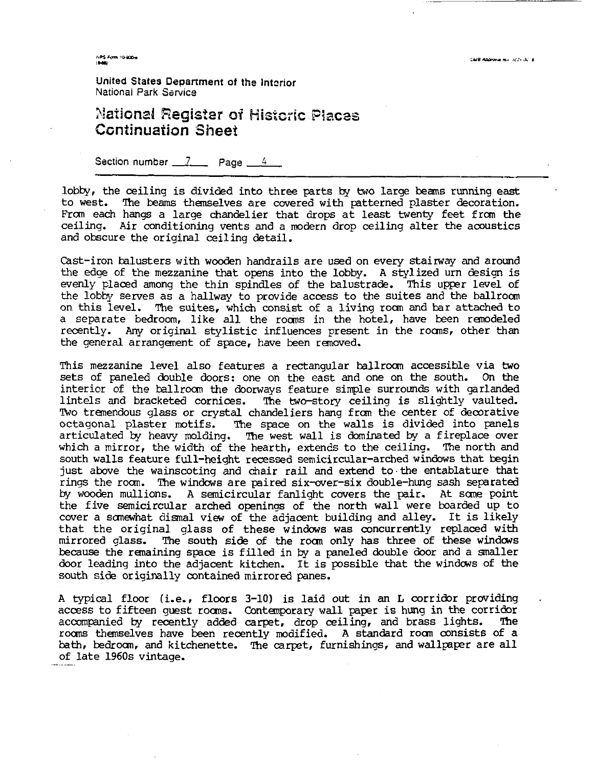United States Department of the Interior
National Park Service

# National Register of Historic Places Continuation Sheet

Section number 7 Page 4

lobby, the ceiling is divided into three parts by two large beams running east to west. The beams themselves are covered with patterned plaster decoration. From each hangs a large chandelier that drops at least twenty feet from the ceiling. Air conditioning vents and a modern drop ceiling alter the acoustics and obscure the original ceiling detail.

Cast-iron balusters with wooden handrails are used on every stairway and around the edge of the mezzanine that opens into the lobby. A stylized urn design is evenly placed among the thin spindles of the balustrade. This upper level of the lobby serves as a hallway to provide access to the suites and the ballroom on this level. The suites, which consist of a living room and bar attached to a separate bedroom, like all the rooms in the hotel, have been remodeled recently. Any original stylistic influences present in the rooms, other than the general arrangement of space, have been removed.

This mezzanine level also features a rectangular ballroom accessible via two sets of paneled double doors: one on the east and one on the south. On the interior of the ballroom the doorways feature simple surrounds with garlanded lintels and bracketed cornices. The two-story ceiling is slightly vaulted. Two tremendous glass or crystal chandeliers hang from the center of decorative octagonal plaster motifs. The space on the walls is divided into panels articulated by heavy molding. The west wall is dominated by a fireplace over which a mirror, the width of the hearth, extends to the ceiling. The north and south walls feature full-height recessed semicircular-arched windows that begin just above the wainscoting and chair rail and extend to the entablature that rings the room. The windows are paired six-over-six double-hung sash separated by wooden mullions. A semicircular fanlight covers the pair. At some point the five semicircular arched openings of the north wall were boarded up to cover a somewhat dismal view of the adjacent building and alley. It is likely that the original glass of these windows was concurrently replaced with mirrored glass. The south side of the room only has three of these windows because the remaining space is filled in by a paneled double door and a smaller door leading into the adjacent kitchen. It is possible that the windows of the south side originally contained mirrored panes.

A typical floor (i.e., floors 3-10) is laid out in an L corridor providing access to fifteen guest rooms. Contemporary wall paper is hung in the corridor accompanied by recently added carpet, drop ceiling, and brass lights. The rooms themselves have been recently modified. A standard room consists of a bath, bedroom, and kitchenette. The carpet, furnishings, and wallpaper are all of late 1960s vintage.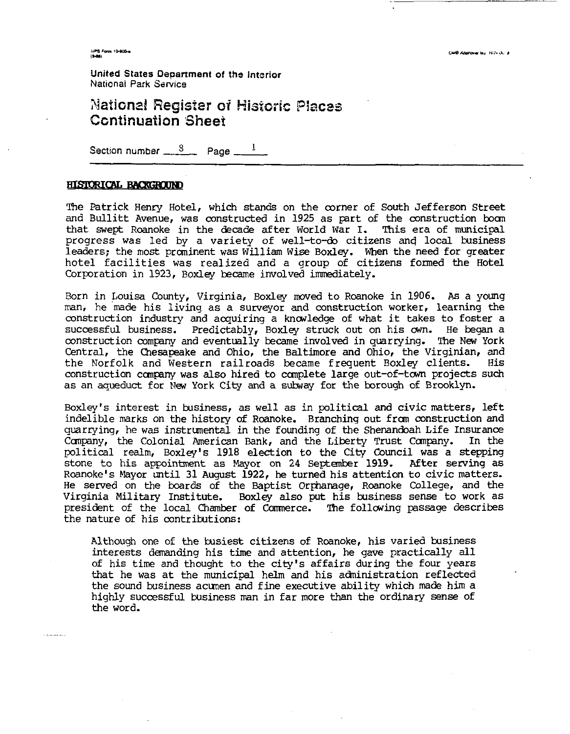United States Department of the Interior
National Park Service

# National Register of Historic Places Continuation Sheet

Section number 8 Page 1

## HISTORICAL BACKGROUND

The Patrick Henry Hotel, which stands on the corner of South Jefferson Street and Bullitt Avenue, was constructed in 1925 as part of the construction boom that swept Roanoke in the decade after World War I. This era of municipal progress was led by a variety of well-to-do citizens and local business leaders; the most prominent was William Wise Boxley. When the need for greater hotel facilities was realized and a group of citizens formed the Hotel Corporation in 1923, Boxley became involved immediately.

Born in Louisa County, Virginia, Boxley moved to Roanoke in 1906. As a young man, he made his living as a surveyor and construction worker, learning the construction industry and acquiring a knowledge of what it takes to foster a successful business. Predictably, Boxley struck out on his own. He began a construction company and eventually became involved in quarrying. The New York Central, the Chesapeake and Ohio, the Baltimore and Ohio, the Virginian, and the Norfolk and Western railroads became frequent Boxley clients. His construction company was also hired to complete large out-of-town projects such as an aqueduct for New York City and a subway for the borough of Brooklyn.

Boxley's interest in business, as well as in political and civic matters, left indelible marks on the history of Roanoke. Branching out from construction and quarrying, he was instrumental in the founding of the Shenandoah Life Insurance Company, the Colonial American Bank, and the Liberty Trust Company. In the political realm, Boxley's 1918 election to the City Council was a stepping stone to his appointment as Mayor on 24 September 1919. After serving as Roanoke's Mayor until 31 August 1922, he turned his attention to civic matters. He served on the boards of the Baptist Orphanage, Roanoke College, and the Virginia Military Institute. Boxley also put his business sense to work as president of the local Chamber of Commerce. The following passage describes the nature of his contributions:

> Although one of the busiest citizens of Roanoke, his varied business interests demanding his time and attention, he gave practically all of his time and thought to the city's affairs during the four years that he was at the municipal helm and his administration reflected the sound business acumen and fine executive ability which made him a highly successful business man in far more than the ordinary sense of the word.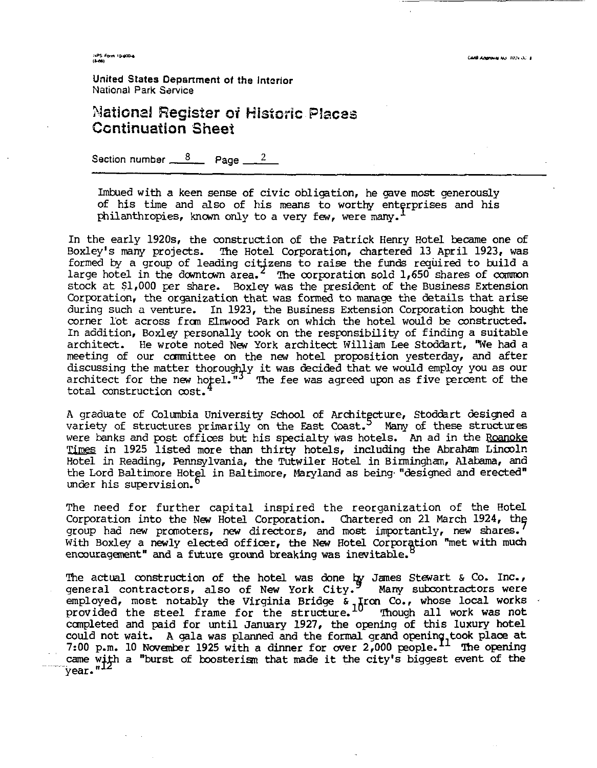United States Department of the Interior
National Park Service

# National Register of Historic Places Continuation Sheet

Section number 8 Page 2

> Imbued with a keen sense of civic obligation, he gave most generously of his time and also of his means to worthy enterprises and his philanthropies, known only to a very few, were many.[1]

In the early 1920s, the construction of the Patrick Henry Hotel became one of Boxley's many projects. The Hotel Corporation, chartered 13 April 1923, was formed by a group of leading citizens to raise the funds required to build a large hotel in the downtown area.[2] The corporation sold 1,650 shares of common stock at $1,000 per share. Boxley was the president of the Business Extension Corporation, the organization that was formed to manage the details that arise during such a venture. In 1923, the Business Extension Corporation bought the corner lot across from Elmwood Park on which the hotel would be constructed. In addition, Boxley personally took on the responsibility of finding a suitable architect. He wrote noted New York architect William Lee Stoddart, "We had a meeting of our committee on the new hotel proposition yesterday, and after discussing the matter thoroughly it was decided that we would employ you as our architect for the new hotel."[3] The fee was agreed upon as five percent of the total construction cost.[4]

A graduate of Columbia University School of Architecture, Stoddart designed a variety of structures primarily on the East Coast.[5] Many of these structures were banks and post offices but his specialty was hotels. An ad in the Roanoke Times in 1925 listed more than thirty hotels, including the Abraham Lincoln Hotel in Reading, Pennsylvania, the Tutwiler Hotel in Birmingham, Alabama, and the Lord Baltimore Hotel in Baltimore, Maryland as being "designed and erected" under his supervision.[6]

The need for further capital inspired the reorganization of the Hotel Corporation into the New Hotel Corporation. Chartered on 21 March 1924, the group had new promoters, new directors, and most importantly, new shares.[7] With Boxley a newly elected officer, the New Hotel Corporation "met with much encouragement" and a future ground breaking was inevitable.[8]

The actual construction of the hotel was done by James Stewart & Co. Inc., general contractors, also of New York City.[9] Many subcontractors were employed, most notably the Virginia Bridge & Iron Co., whose local works provided the steel frame for the structure.[10] Though all work was not completed and paid for until January 1927, the opening of this luxury hotel could not wait. A gala was planned and the formal grand opening took place at 7:00 p.m. 10 November 1925 with a dinner for over 2,000 people.[11] The opening came with a "burst of boosterism that made it the city's biggest event of the year."[12]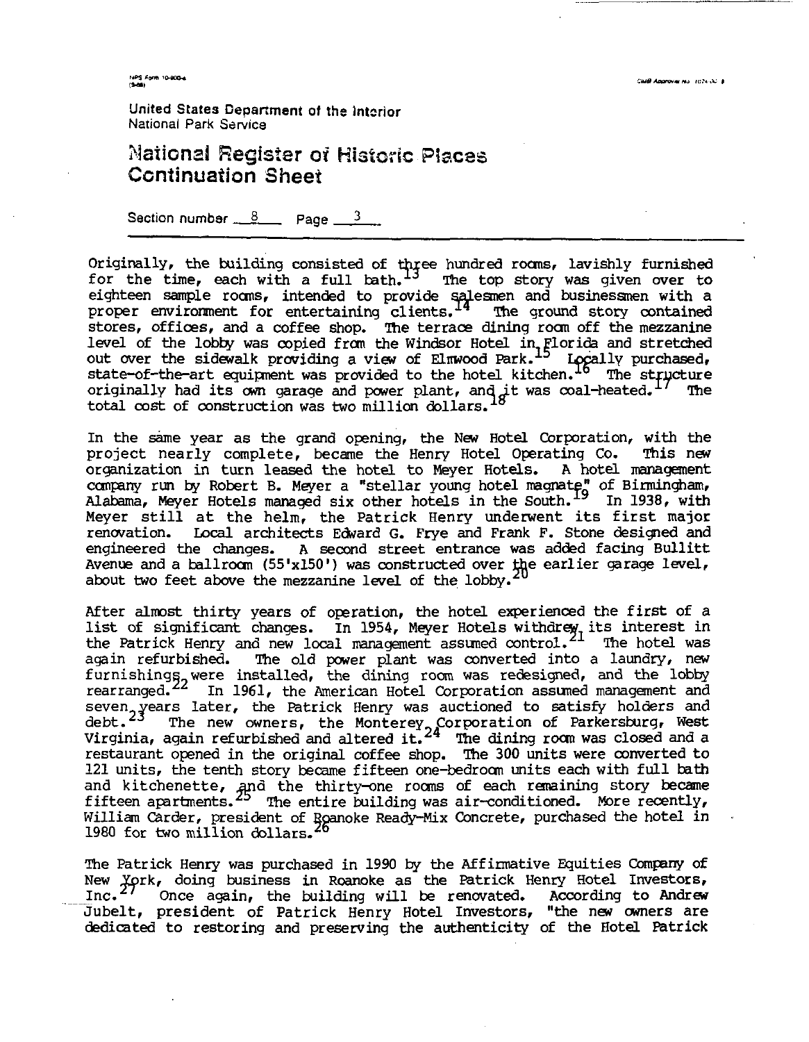United States Department of the Interior
National Park Service

# National Register of Historic Places Continuation Sheet

Section number 8 Page 3

Originally, the building consisted of three hundred rooms, lavishly furnished for the time, each with a full bath.[13] The top story was given over to eighteen sample rooms, intended to provide salesmen and businessmen with a proper environment for entertaining clients.[14] The ground story contained stores, offices, and a coffee shop. The terrace dining room off the mezzanine level of the lobby was copied from the Windsor Hotel in Florida and stretched out over the sidewalk providing a view of Elmwood Park.[15] Locally purchased, state-of-the-art equipment was provided to the hotel kitchen.[16] The structure originally had its own garage and power plant, and it was coal-heated.[17] The total cost of construction was two million dollars.[18]

In the same year as the grand opening, the New Hotel Corporation, with the project nearly complete, became the Henry Hotel Operating Co. This new organization in turn leased the hotel to Meyer Hotels. A hotel management company run by Robert B. Meyer a "stellar young hotel magnate" of Birmingham, Alabama, Meyer Hotels managed six other hotels in the South.[19] In 1938, with Meyer still at the helm, the Patrick Henry underwent its first major renovation. Local architects Edward G. Frye and Frank F. Stone designed and engineered the changes. A second street entrance was added facing Bullitt Avenue and a ballroom (55'x150') was constructed over the earlier garage level, about two feet above the mezzanine level of the lobby.[20]

After almost thirty years of operation, the hotel experienced the first of a list of significant changes. In 1954, Meyer Hotels withdrew its interest in the Patrick Henry and new local management assumed control.[21] The hotel was again refurbished. The old power plant was converted into a laundry, new furnishings were installed, the dining room was redesigned, and the lobby rearranged.[22] In 1961, the American Hotel Corporation assumed management and seven years later, the Patrick Henry was auctioned to satisfy holders and debt.[23] The new owners, the Monterey Corporation of Parkersburg, West Virginia, again refurbished and altered it.[24] The dining room was closed and a restaurant opened in the original coffee shop. The 300 units were converted to 121 units, the tenth story became fifteen one-bedroom units each with full bath and kitchenette, and the thirty-one rooms of each remaining story became fifteen apartments.[25] The entire building was air-conditioned. More recently, William Carder, president of Roanoke Ready-Mix Concrete, purchased the hotel in 1980 for two million dollars.[26]

The Patrick Henry was purchased in 1990 by the Affirmative Equities Company of New York, doing business in Roanoke as the Patrick Henry Hotel Investors, Inc.[27] Once again, the building will be renovated. According to Andrew Jubelt, president of Patrick Henry Hotel Investors, "the new owners are dedicated to restoring and preserving the authenticity of the Hotel Patrick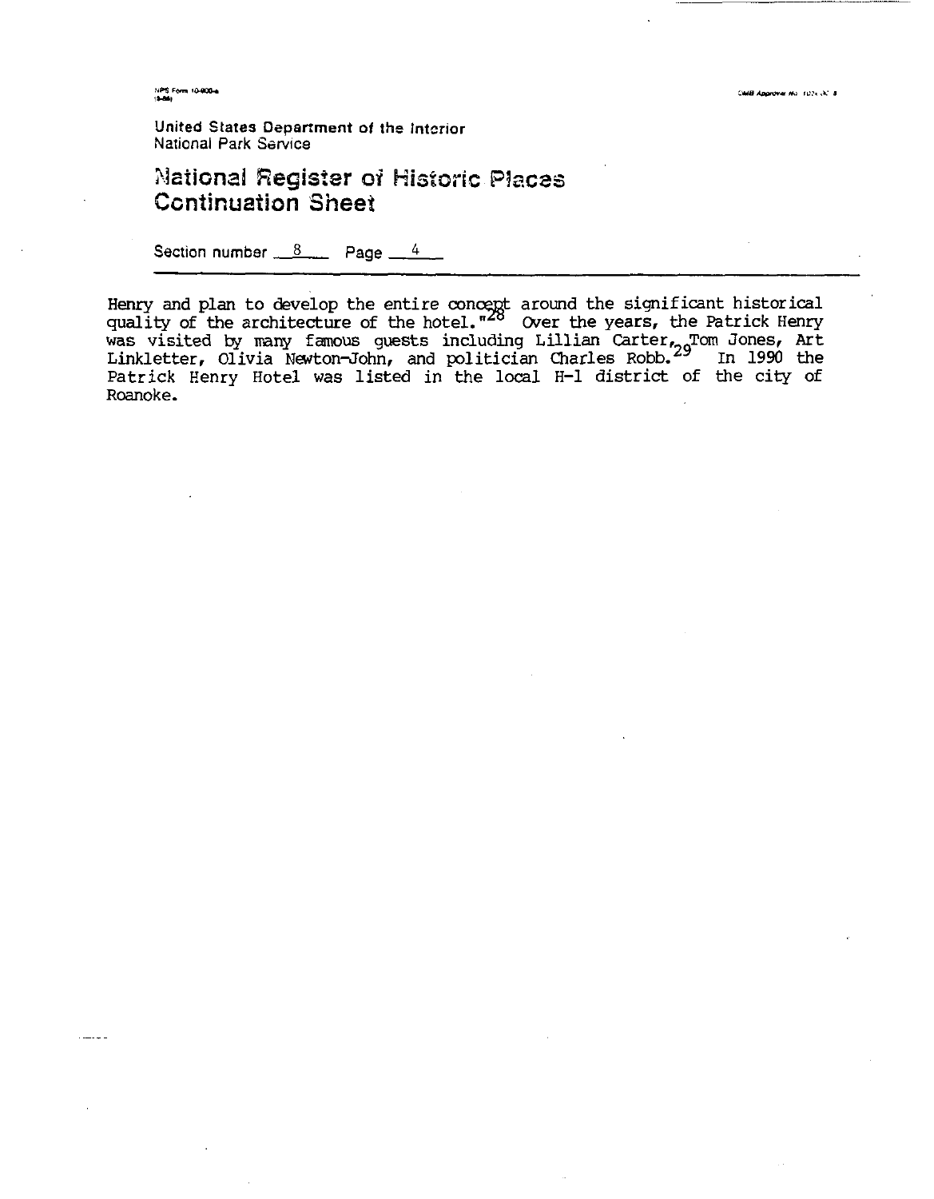United States Department of the Interior
National Park Service

# National Register of Historic Places Continuation Sheet

Section number 8 Page 4

Henry and plan to develop the entire concept around the significant historical quality of the architecture of the hotel."[28] Over the years, the Patrick Henry was visited by many famous guests including Lillian Carter,[29] Tom Jones, Art Linkletter, Olivia Newton-John, and politician Charles Robb.[29] In 1990 the Patrick Henry Hotel was listed in the local H-1 district of the city of Roanoke.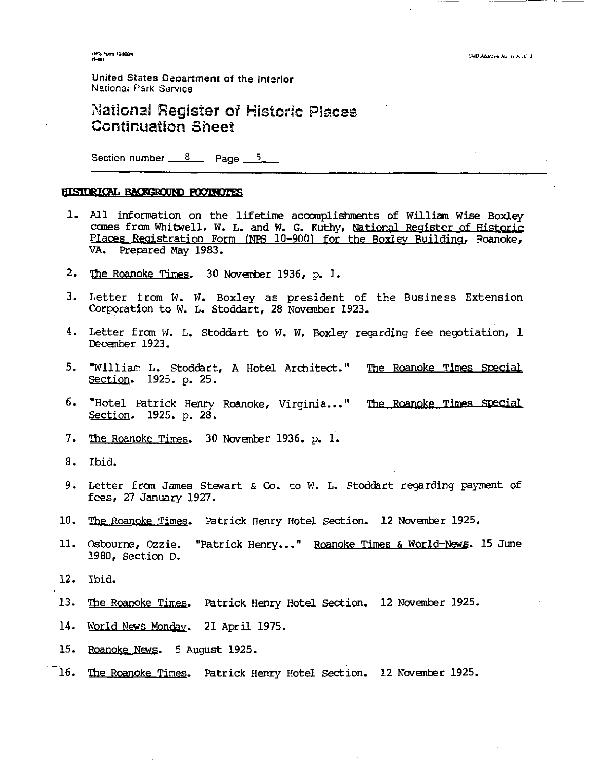United States Department of the Interior
National Park Service

# National Register of Historic Places Continuation Sheet

Section number 8 Page 5

## HISTORICAL BACKGROUND FOOTNOTES

1. All information on the lifetime accomplishments of William Wise Boxley comes from Whitwell, W. L. and W. G. Kuthy, National Register of Historic Places Registration Form (NPS 10-900) for the Boxley Building, Roanoke, VA. Prepared May 1983.
2. The Roanoke Times. 30 November 1936, p. 1.
3. Letter from W. W. Boxley as president of the Business Extension Corporation to W. L. Stoddart, 28 November 1923.
4. Letter from W. L. Stoddart to W. W. Boxley regarding fee negotiation, 1 December 1923.
5. "William L. Stoddart, A Hotel Architect." The Roanoke Times Special Section. 1925. p. 25.
6. "Hotel Patrick Henry Roanoke, Virginia..." The Roanoke Times Special Section. 1925. p. 28.
7. The Roanoke Times. 30 November 1936. p. 1.
8. Ibid.
9. Letter from James Stewart & Co. to W. L. Stoddart regarding payment of fees, 27 January 1927.
10. The Roanoke Times. Patrick Henry Hotel Section. 12 November 1925.
11. Osbourne, Ozzie. "Patrick Henry..." Roanoke Times & World-News. 15 June 1980, Section D.
12. Ibid.
13. The Roanoke Times. Patrick Henry Hotel Section. 12 November 1925.
14. World News Monday. 21 April 1975.
15. Roanoke News. 5 August 1925.
16. The Roanoke Times. Patrick Henry Hotel Section. 12 November 1925.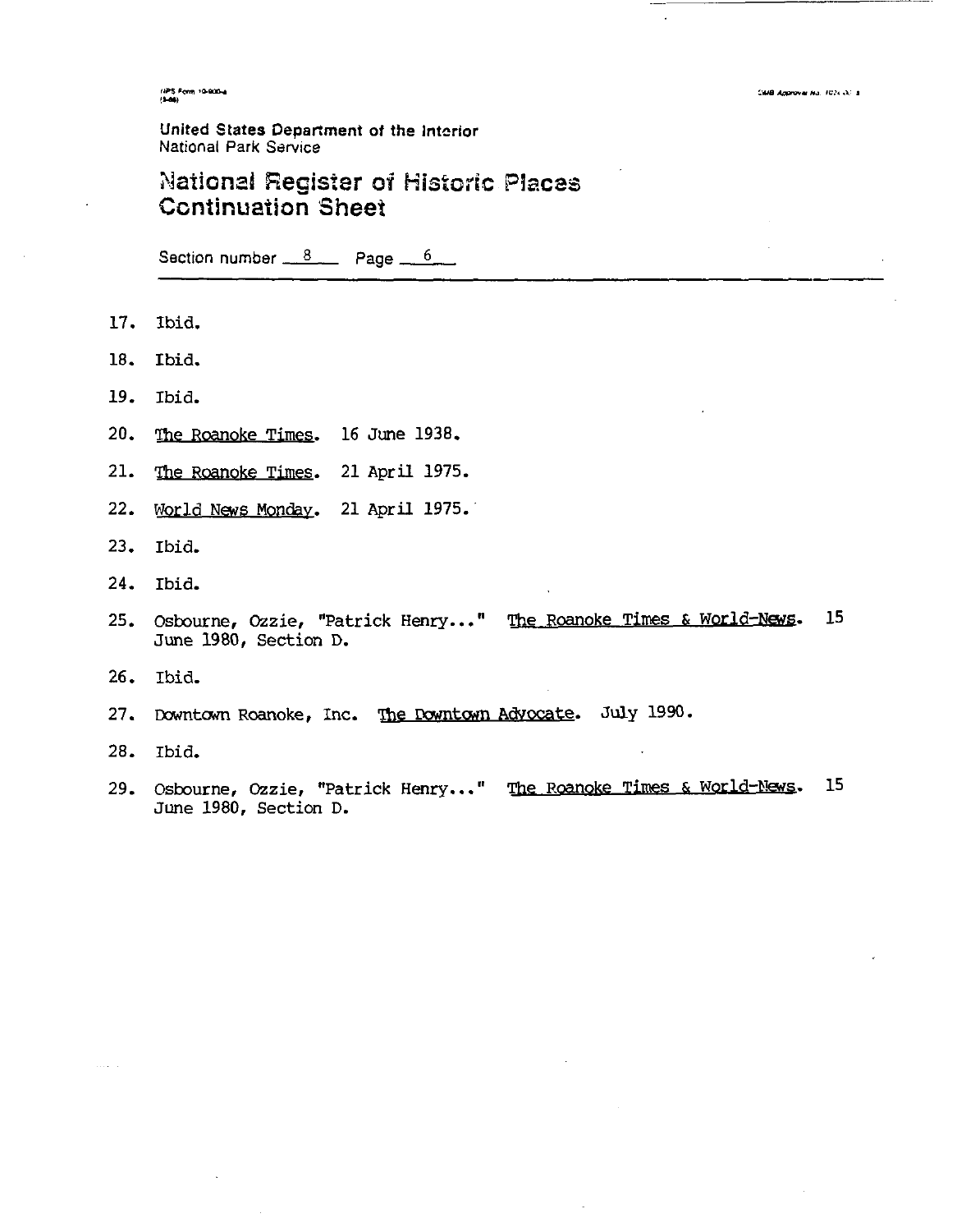United States Department of the Interior
National Park Service

# National Register of Historic Places Continuation Sheet

Section number 8 Page 6

17. Ibid.

18. Ibid.

19. Ibid.

20. The Roanoke Times. 16 June 1938.

21. The Roanoke Times. 21 April 1975.

22. World News Monday. 21 April 1975.

23. Ibid.

24. Ibid.

25. Osbourne, Ozzie, "Patrick Henry..." The Roanoke Times & World-News. 15 June 1980, Section D.

26. Ibid.

27. Downtown Roanoke, Inc. The Downtown Advocate. July 1990.

28. Ibid.

29. Osbourne, Ozzie, "Patrick Henry..." The Roanoke Times & World-News. 15 June 1980, Section D.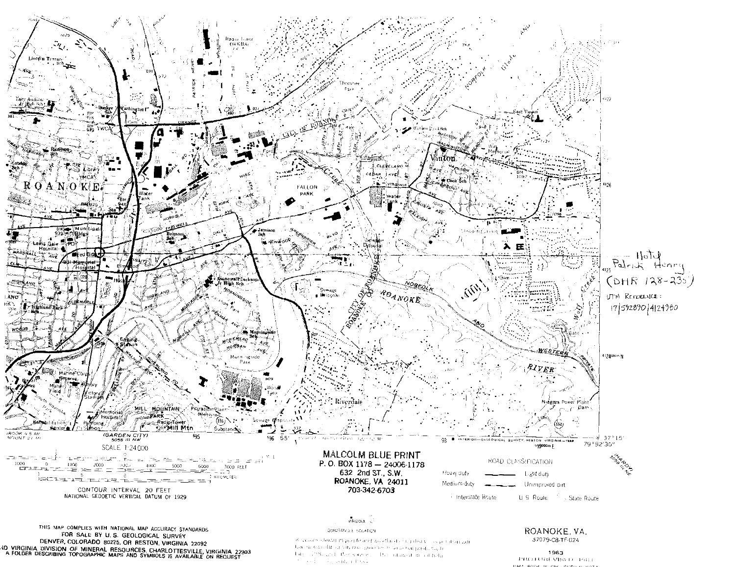Hotel Patrick Henry
(DHR 128-235)

UTM REFERENCE:
17/592890/4124980

SCALE 1:24000

CONTOUR INTERVAL 20 FEET
NATIONAL GEODETIC VERTICAL DATUM OF 1929

MALCOLM BLUE PRINT
P. O. BOX 1178 — 24006-1178
632 2nd ST., S.W.
ROANOKE, VA 24011
703-342-6703

ROAD CLASSIFICATION

Heavy duty — Light duty
Medium duty — Unimproved dirt

Interstate Route — U.S. Route — State Route

THIS MAP COMPLIES WITH NATIONAL MAP ACCURACY STANDARDS
FOR SALE BY U. S. GEOLOGICAL SURVEY
DENVER, COLORADO 80225, OR RESTON, VIRGINIA 22092
AND VIRGINIA DIVISION OF MINERAL RESOURCES, CHARLOTTESVILLE, VIRGINIA 22903
A FOLDER DESCRIBING TOPOGRAPHIC MAPS AND SYMBOLS IS AVAILABLE ON REQUEST

ROANOKE, VA.
37079-C8-TF-024

1963
PHOTOREVISED 1985